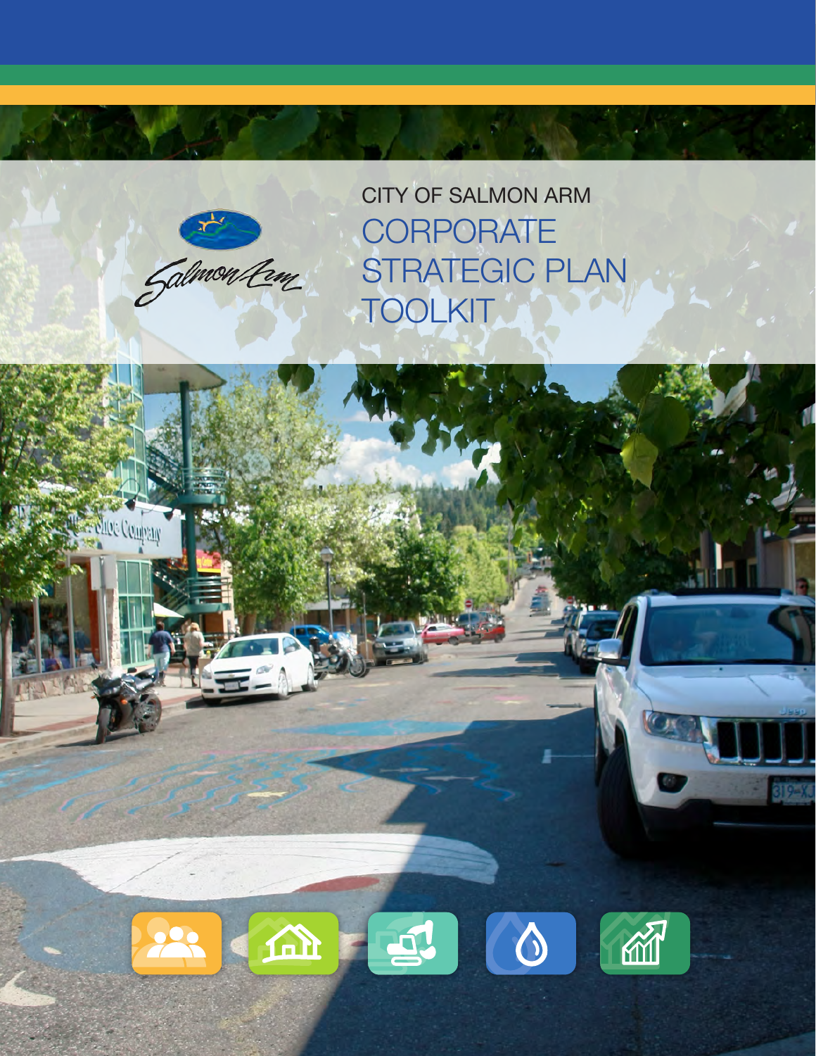CITY OF SALMON ARM

# CORPORATE STRATEGIC PLAN TOOLKIT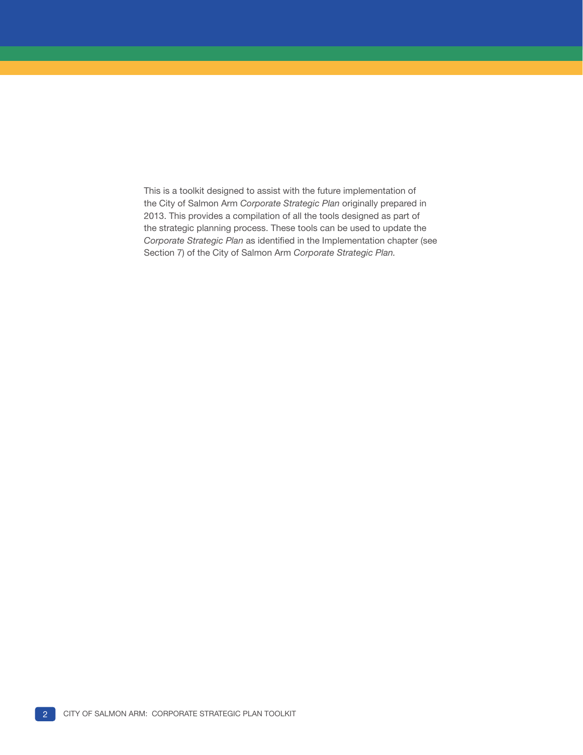This is a toolkit designed to assist with the future implementation of the City of Salmon Arm *Corporate Strategic Plan* originally prepared in 2013. This provides a compilation of all the tools designed as part of the strategic planning process. These tools can be used to update the *Corporate Strategic Plan* as identified in the Implementation chapter (see Section 7) of the City of Salmon Arm *Corporate Strategic Plan.*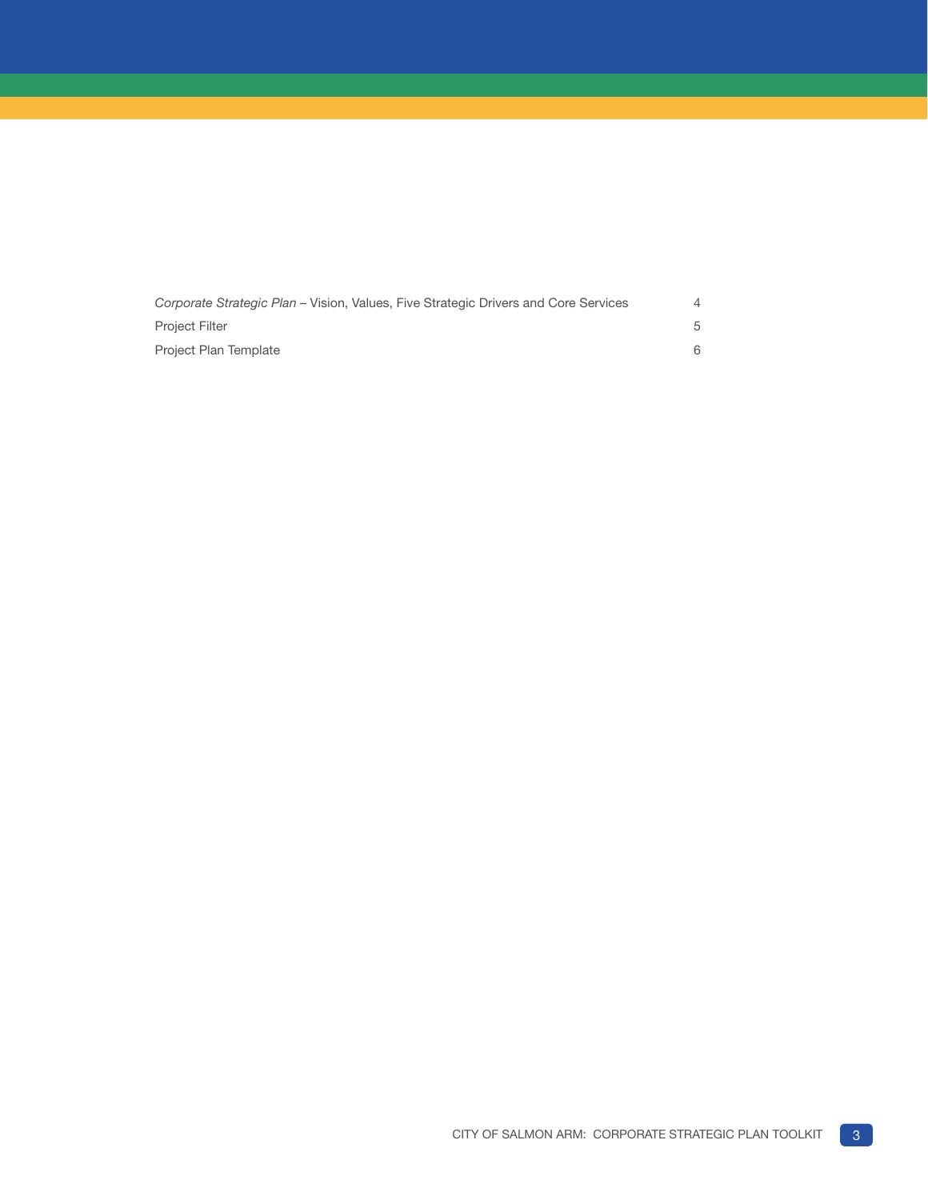| | |
|---|---|
| *Corporate Strategic Plan* – Vision, Values, Five Strategic Drivers and Core Services | 4 |
| Project Filter | 5 |
| Project Plan Template | 6 |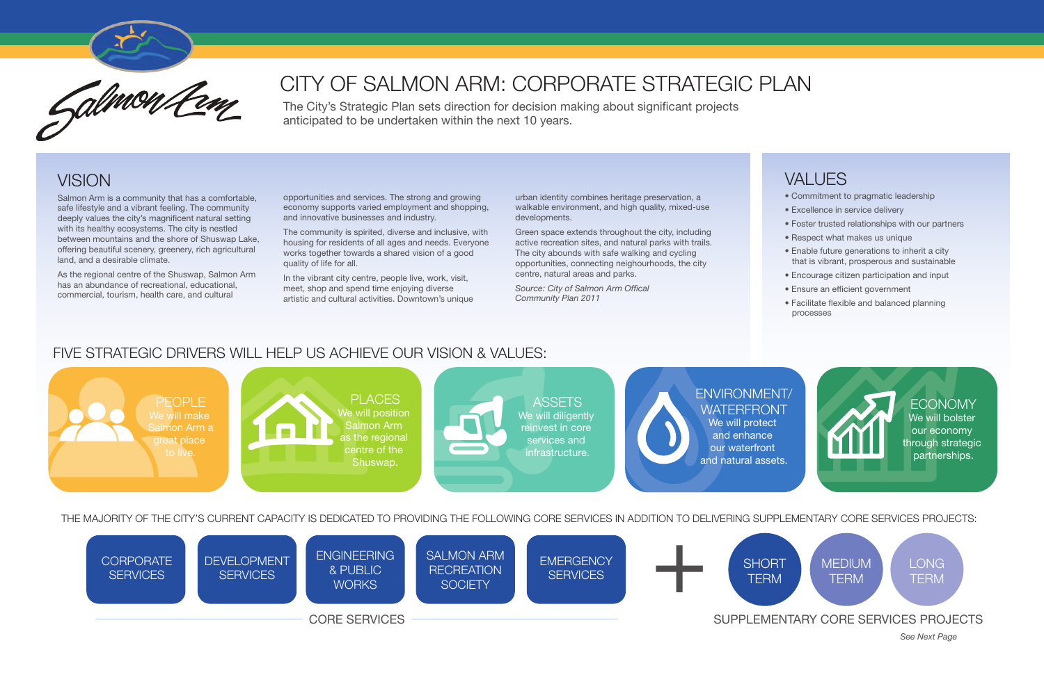# CITY OF SALMON ARM: CORPORATE STRATEGIC PLAN

The City's Strategic Plan sets direction for decision making about significant projects anticipated to be undertaken within the next 10 years.

## VISION

Salmon Arm is a community that has a comfortable, safe lifestyle and a vibrant feeling. The community deeply values the city's magnificent natural setting with its healthy ecosystems. The city is nestled between mountains and the shore of Shuswap Lake, offering beautiful scenery, greenery, rich agricultural land, and a desirable climate.

As the regional centre of the Shuswap, Salmon Arm has an abundance of recreational, educational, commercial, tourism, health care, and cultural opportunities and services. The strong and growing economy supports varied employment and shopping, and innovative businesses and industry.

The community is spirited, diverse and inclusive, with housing for residents of all ages and needs. Everyone works together towards a shared vision of a good quality of life for all.

In the vibrant city centre, people live, work, visit, meet, shop and spend time enjoying diverse artistic and cultural activities. Downtown's unique urban identity combines heritage preservation, a walkable environment, and high quality, mixed-use developments.

Green space extends throughout the city, including active recreation sites, and natural parks with trails. The city abounds with safe walking and cycling opportunities, connecting neighourhoods, the city centre, natural areas and parks.

*Source: City of Salmon Arm Offical Community Plan 2011*

## VALUES

- Commitment to pragmatic leadership
- Excellence in service delivery
- Foster trusted relationships with our partners
- Respect what makes us unique
- Enable future generations to inherit a city that is vibrant, prosperous and sustainable
- Encourage citizen participation and input
- Ensure an efficient government
- Facilitate flexible and balanced planning processes

## FIVE STRATEGIC DRIVERS WILL HELP US ACHIEVE OUR VISION & VALUES:

**PEOPLE**
We will make Salmon Arm a great place to live.

**PLACES**
We will position Salmon Arm as the regional centre of the Shuswap.

**ASSETS**
We will diligently reinvest in core services and infrastructure.

**ENVIRONMENT/ WATERFRONT**
We will protect and enhance our waterfront and natural assets.

**ECONOMY**
We will bolster our economy through strategic partnerships.

THE MAJORITY OF THE CITY'S CURRENT CAPACITY IS DEDICATED TO PROVIDING THE FOLLOWING CORE SERVICES IN ADDITION TO DELIVERING SUPPLEMENTARY CORE SERVICES PROJECTS:

**CORE SERVICES**

- CORPORATE SERVICES
- DEVELOPMENT SERVICES
- ENGINEERING & PUBLIC WORKS
- SALMON ARM RECREATION SOCIETY
- EMERGENCY SERVICES

\+

**SUPPLEMENTARY CORE SERVICES PROJECTS**

- SHORT TERM
- MEDIUM TERM
- LONG TERM

*See Next Page*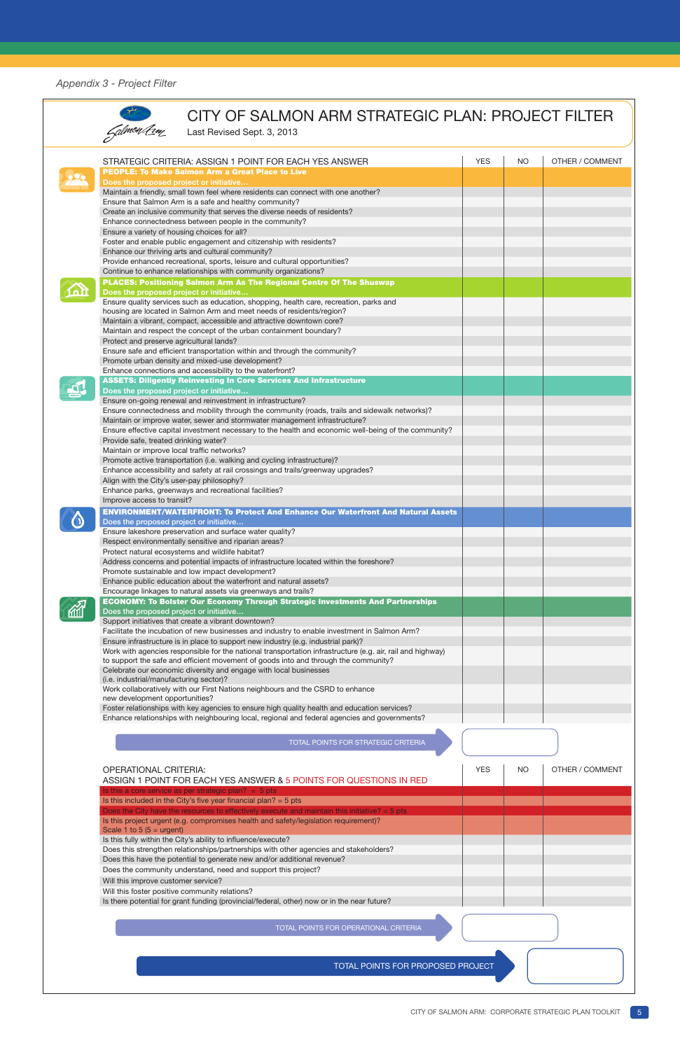*Appendix 3 - Project Filter*

# CITY OF SALMON ARM STRATEGIC PLAN: PROJECT FILTER

Last Revised Sept. 3, 2013

| STRATEGIC CRITERIA: ASSIGN 1 POINT FOR EACH YES ANSWER | YES | NO | OTHER / COMMENT |
|---|---|---|---|
| **PEOPLE: To Make Salmon Arm a Great Place to Live** | | | |
| **Does the proposed project or initiative…** | | | |
| Maintain a friendly, small town feel where residents can connect with one another? | | | |
| Ensure that Salmon Arm is a safe and healthy community? | | | |
| Create an inclusive community that serves the diverse needs of residents? | | | |
| Enhance connectedness between people in the community? | | | |
| Ensure a variety of housing choices for all? | | | |
| Foster and enable public engagement and citizenship with residents? | | | |
| Enhance our thriving arts and cultural community? | | | |
| Provide enhanced recreational, sports, leisure and cultural opportunities? | | | |
| Continue to enhance relationships with community organizations? | | | |
| **PLACES: Positioning Salmon Arm As The Regional Centre Of The Shuswap** | | | |
| **Does the proposed project or initiative…** | | | |
| Ensure quality services such as education, shopping, health care, recreation, parks and housing are located in Salmon Arm and meet needs of residents/region? | | | |
| Maintain a vibrant, compact, accessible and attractive downtown core? | | | |
| Maintain and respect the concept of the urban containment boundary? | | | |
| Protect and preserve agricultural lands? | | | |
| Ensure safe and efficient transportation within and through the community? | | | |
| Promote urban density and mixed-use development? | | | |
| Enhance connections and accessibility to the waterfront? | | | |
| **ASSETS: Diligently Reinvesting In Core Services And Infrastructure** | | | |
| **Does the proposed project or initiative…** | | | |
| Ensure on-going renewal and reinvestment in infrastructure? | | | |
| Ensure connectedness and mobility through the community (roads, trails and sidewalk networks)? | | | |
| Maintain or improve water, sewer and stormwater management infrastructure? | | | |
| Ensure effective capital investment necessary to the health and economic well-being of the community? | | | |
| Provide safe, treated drinking water? | | | |
| Maintain or improve local traffic networks? | | | |
| Promote active transportation (i.e. walking and cycling infrastructure)? | | | |
| Enhance accessibility and safety at rail crossings and trails/greenway upgrades? | | | |
| Align with the City's user-pay philosophy? | | | |
| Enhance parks, greenways and recreational facilities? | | | |
| Improve access to transit? | | | |
| **ENVIRONMENT/WATERFRONT: To Protect And Enhance Our Waterfront And Natural Assets** | | | |
| **Does the proposed project or initiative…** | | | |
| Ensure lakeshore preservation and surface water quality? | | | |
| Respect environmentally sensitive and riparian areas? | | | |
| Protect natural ecosystems and wildlife habitat? | | | |
| Address concerns and potential impacts of infrastructure located within the foreshore? | | | |
| Promote sustainable and low impact development? | | | |
| Enhance public education about the waterfront and natural assets? | | | |
| Encourage linkages to natural assets via greenways and trails? | | | |
| **ECONOMY: To Bolster Our Economy Through Strategic Investments And Partnerships** | | | |
| **Does the proposed project or initiative…** | | | |
| Support initiatives that create a vibrant downtown? | | | |
| Facilitate the incubation of new businesses and industry to enable investment in Salmon Arm? | | | |
| Ensure infrastructure is in place to support new industry (e.g. industrial park)? | | | |
| Work with agencies responsible for the national transportation infrastructure (e.g. air, rail and highway) to support the safe and efficient movement of goods into and through the community? | | | |
| Celebrate our economic diversity and engage with local businesses (i.e. industrial/manufacturing sector)? | | | |
| Work collaboratively with our First Nations neighbours and the CSRD to enhance new development opportunities? | | | |
| Foster relationships with key agencies to ensure high quality health and education services? | | | |
| Enhance relationships with neighbouring local, regional and federal agencies and governments? | | | |

**TOTAL POINTS FOR STRATEGIC CRITERIA** [ ]

| OPERATIONAL CRITERIA: ASSIGN 1 POINT FOR EACH YES ANSWER & 5 POINTS FOR QUESTIONS IN RED | YES | NO | OTHER / COMMENT |
|---|---|---|---|
| Is this a core service as per strategic plan? = 5 pts | | | |
| Is this included in the City's five year financial plan? = 5 pts | | | |
| Does the City have the resources to effectively execute and maintain this initiative? = 5 pts | | | |
| Is this project urgent (e.g. compromises health and safety/legislation requirement)? Scale 1 to 5 (5 = urgent) | | | |
| Is this fully within the City's ability to influence/execute? | | | |
| Does this strengthen relationships/partnerships with other agencies and stakeholders? | | | |
| Does this have the potential to generate new and/or additional revenue? | | | |
| Does the community understand, need and support this project? | | | |
| Will this improve customer service? | | | |
| Will this foster positive community relations? | | | |
| Is there potential for grant funding (provincial/federal, other) now or in the near future? | | | |

**TOTAL POINTS FOR OPERATIONAL CRITERIA** [ ]

**TOTAL POINTS FOR PROPOSED PROJECT** [ ]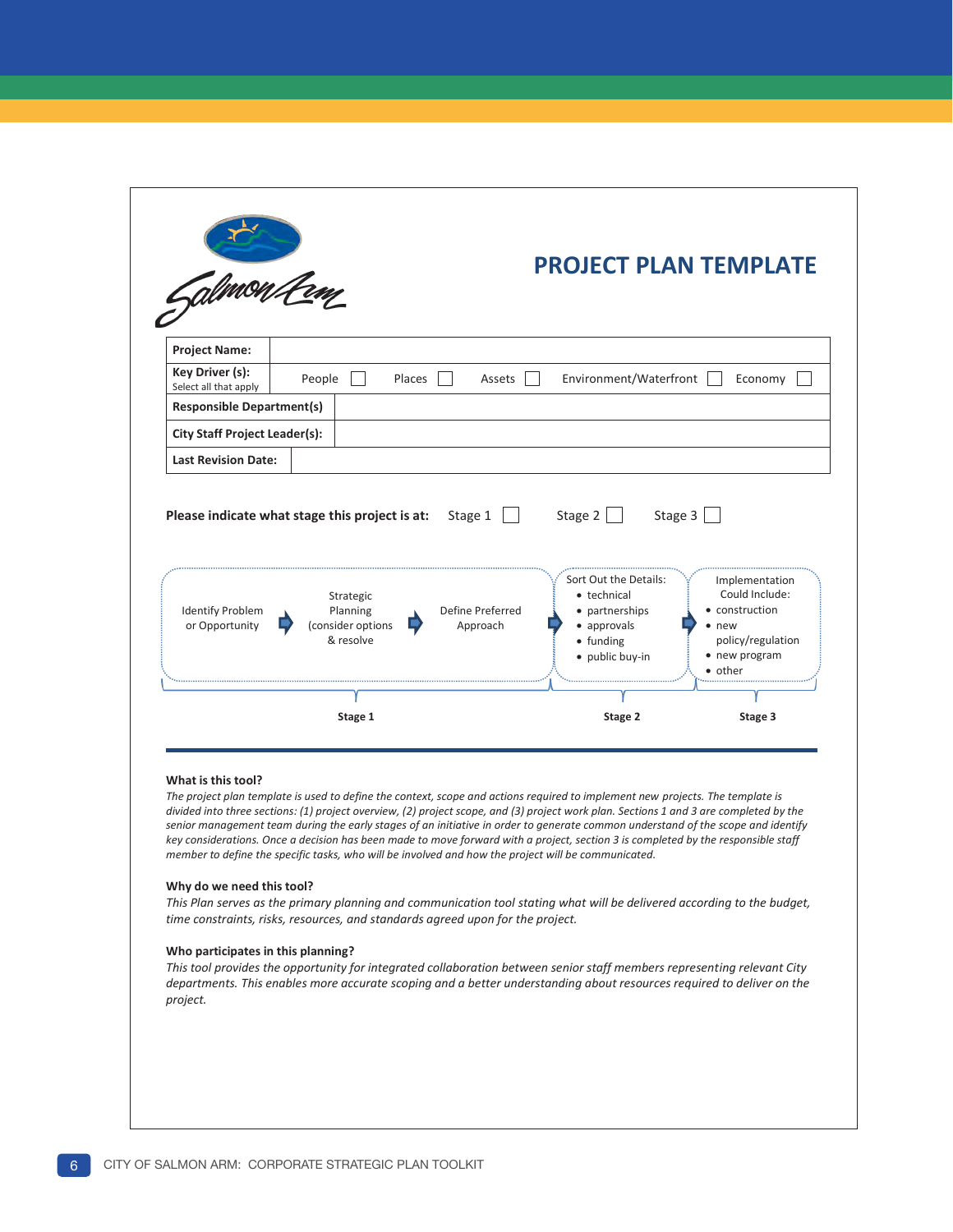# PROJECT PLAN TEMPLATE

| **Project Name:** | |
|---|---|
| **Key Driver (s):** Select all that apply | People ☐ Places ☐ Assets ☐ Environment/Waterfront ☐ Economy ☐ |
| **Responsible Department(s)** | |
| **City Staff Project Leader(s):** | |
| **Last Revision Date:** | |

**Please indicate what stage this project is at:** Stage 1 ☐ Stage 2 ☐ Stage 3 ☐

| Stage 1 | | | Stage 2 | Stage 3 |
|---|---|---|---|---|
| Identify Problem or Opportunity → | Strategic Planning (consider options & resolve) → | Define Preferred Approach → | Sort Out the Details: • technical • partnerships • approvals • funding • public buy-in → | Implementation Could Include: • construction • new policy/regulation • new program • other |

**What is this tool?**

*The project plan template is used to define the context, scope and actions required to implement new projects. The template is divided into three sections: (1) project overview, (2) project scope, and (3) project work plan. Sections 1 and 3 are completed by the senior management team during the early stages of an initiative in order to generate common understand of the scope and identify key considerations. Once a decision has been made to move forward with a project, section 3 is completed by the responsible staff member to define the specific tasks, who will be involved and how the project will be communicated.*

**Why do we need this tool?**

*This Plan serves as the primary planning and communication tool stating what will be delivered according to the budget, time constraints, risks, resources, and standards agreed upon for the project.*

**Who participates in this planning?**

*This tool provides the opportunity for integrated collaboration between senior staff members representing relevant City departments. This enables more accurate scoping and a better understanding about resources required to deliver on the project.*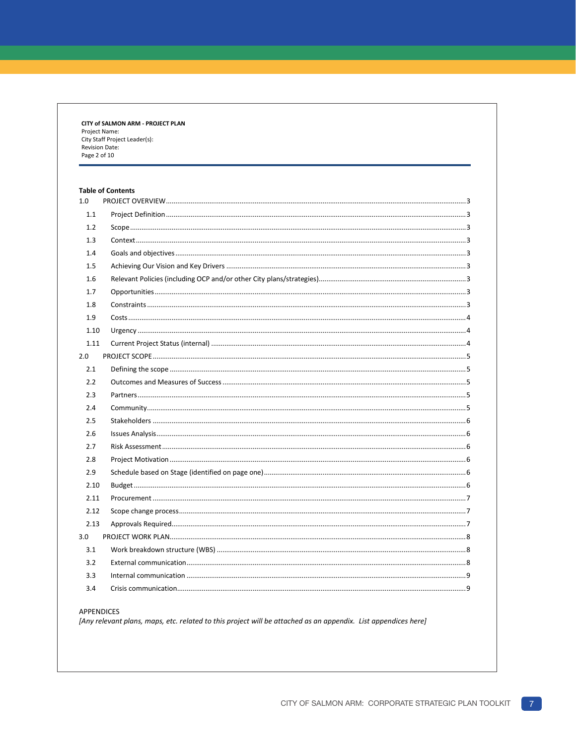**CITY of SALMON ARM - PROJECT PLAN**
Project Name:
City Staff Project Leader(s):
Revision Date:
Page 2 of 10

**Table of Contents**

1.0 PROJECT OVERVIEW .......... 3
- 1.1 Project Definition .......... 3
- 1.2 Scope .......... 3
- 1.3 Context .......... 3
- 1.4 Goals and objectives .......... 3
- 1.5 Achieving Our Vision and Key Drivers .......... 3
- 1.6 Relevant Policies (including OCP and/or other City plans/strategies) .......... 3
- 1.7 Opportunities .......... 3
- 1.8 Constraints .......... 3
- 1.9 Costs .......... 4
- 1.10 Urgency .......... 4
- 1.11 Current Project Status (internal) .......... 4

2.0 PROJECT SCOPE .......... 5
- 2.1 Defining the scope .......... 5
- 2.2 Outcomes and Measures of Success .......... 5
- 2.3 Partners .......... 5
- 2.4 Community .......... 5
- 2.5 Stakeholders .......... 6
- 2.6 Issues Analysis .......... 6
- 2.7 Risk Assessment .......... 6
- 2.8 Project Motivation .......... 6
- 2.9 Schedule based on Stage (identified on page one) .......... 6
- 2.10 Budget .......... 6
- 2.11 Procurement .......... 7
- 2.12 Scope change process .......... 7
- 2.13 Approvals Required .......... 7

3.0 PROJECT WORK PLAN .......... 8
- 3.1 Work breakdown structure (WBS) .......... 8
- 3.2 External communication .......... 8
- 3.3 Internal communication .......... 9
- 3.4 Crisis communication .......... 9

APPENDICES

*[Any relevant plans, maps, etc. related to this project will be attached as an appendix. List appendices here]*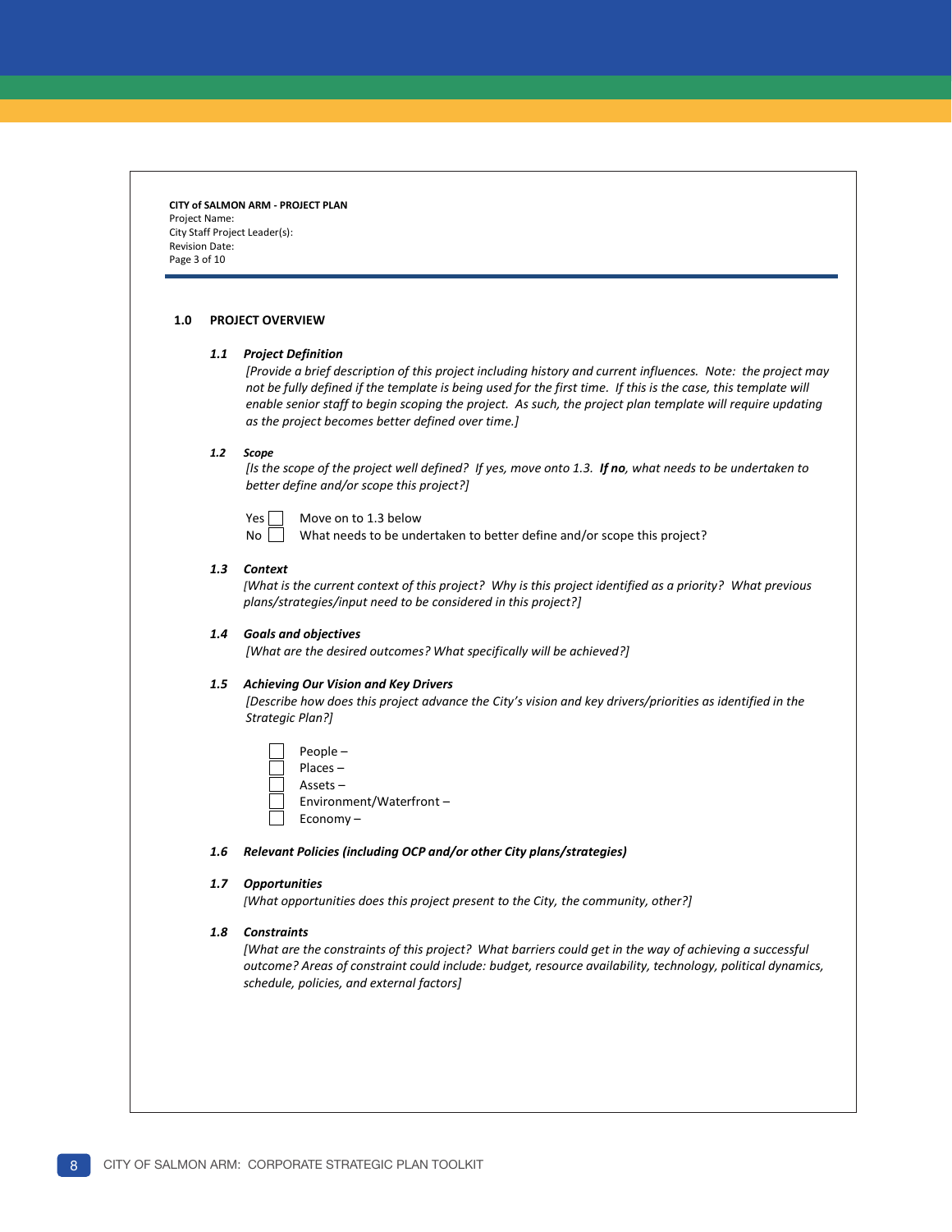**CITY of SALMON ARM - PROJECT PLAN**
Project Name:
City Staff Project Leader(s):
Revision Date:
Page 3 of 10

## 1.0 PROJECT OVERVIEW

### *1.1 Project Definition*

*[Provide a brief description of this project including history and current influences. Note: the project may not be fully defined if the template is being used for the first time. If this is the case, this template will enable senior staff to begin scoping the project. As such, the project plan template will require updating as the project becomes better defined over time.]*

### *1.2 Scope*

*[Is the scope of the project well defined? If yes, move onto 1.3.* ***If no****, what needs to be undertaken to better define and/or scope this project?]*

- Yes ☐ Move on to 1.3 below
- No ☐ What needs to be undertaken to better define and/or scope this project?

### *1.3 Context*

*[What is the current context of this project? Why is this project identified as a priority? What previous plans/strategies/input need to be considered in this project?]*

### *1.4 Goals and objectives*

*[What are the desired outcomes? What specifically will be achieved?]*

### *1.5 Achieving Our Vision and Key Drivers*

*[Describe how does this project advance the City's vision and key drivers/priorities as identified in the Strategic Plan?]*

- ☐ People –
- ☐ Places –
- ☐ Assets –
- ☐ Environment/Waterfront –
- ☐ Economy –

### *1.6 Relevant Policies (including OCP and/or other City plans/strategies)*

### *1.7 Opportunities*

*[What opportunities does this project present to the City, the community, other?]*

### *1.8 Constraints*

*[What are the constraints of this project? What barriers could get in the way of achieving a successful outcome? Areas of constraint could include: budget, resource availability, technology, political dynamics, schedule, policies, and external factors]*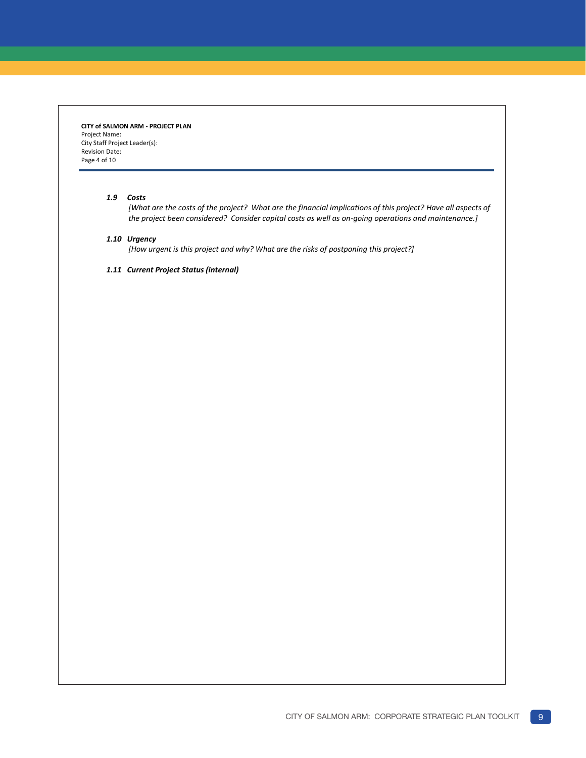**CITY of SALMON ARM - PROJECT PLAN**
Project Name:
City Staff Project Leader(s):
Revision Date:
Page 4 of 10

***1.9 Costs***

*[What are the costs of the project? What are the financial implications of this project? Have all aspects of the project been considered? Consider capital costs as well as on-going operations and maintenance.]*

***1.10 Urgency***

*[How urgent is this project and why? What are the risks of postponing this project?]*

***1.11 Current Project Status (internal)***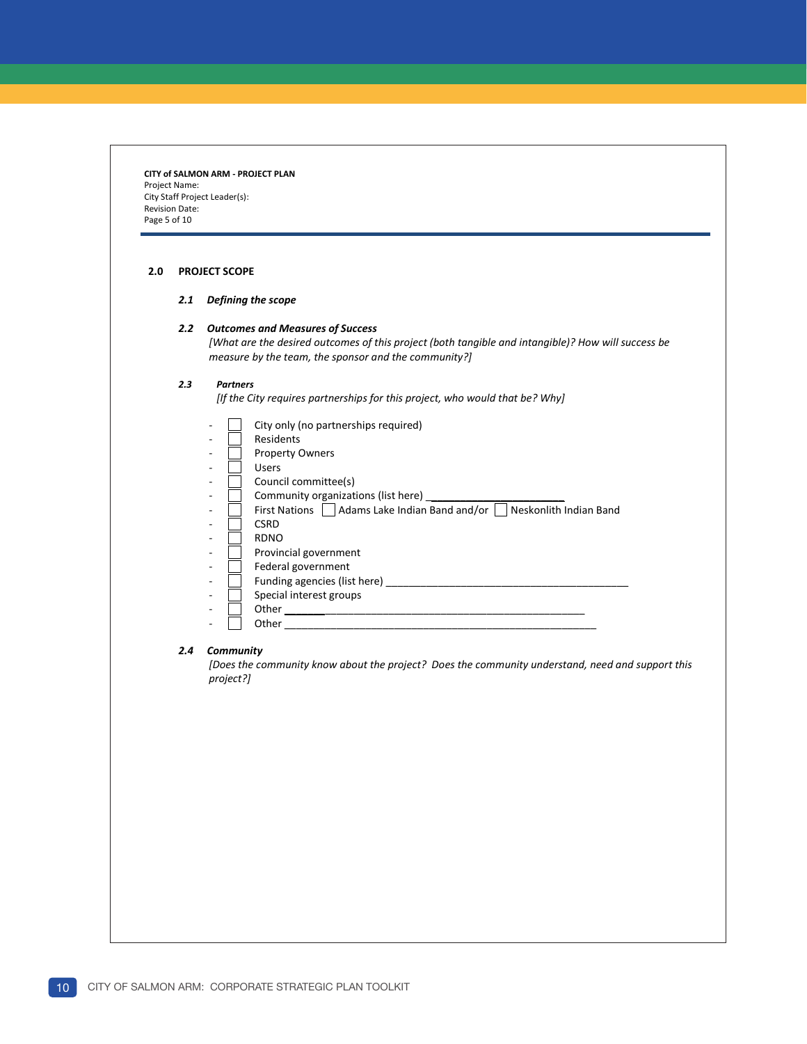**CITY of SALMON ARM - PROJECT PLAN**
Project Name:
City Staff Project Leader(s):
Revision Date:
Page 5 of 10

## 2.0 PROJECT SCOPE

### *2.1 Defining the scope*

### *2.2 Outcomes and Measures of Success*

*[What are the desired outcomes of this project (both tangible and intangible)? How will success be measure by the team, the sponsor and the community?]*

### *2.3 Partners*

*[If the City requires partnerships for this project, who would that be? Why]*

- ☐ City only (no partnerships required)
- ☐ Residents
- ☐ Property Owners
- ☐ Users
- ☐ Council committee(s)
- ☐ Community organizations (list here) ____________________
- ☐ First Nations ☐ Adams Lake Indian Band and/or ☐ Neskonlith Indian Band
- ☐ CSRD
- ☐ RDNO
- ☐ Provincial government
- ☐ Federal government
- ☐ Funding agencies (list here) ____________________________________________
- ☐ Special interest groups
- ☐ Other _______________________________________________________
- ☐ Other ________________________________________________________

### *2.4 Community*

*[Does the community know about the project? Does the community understand, need and support this project?]*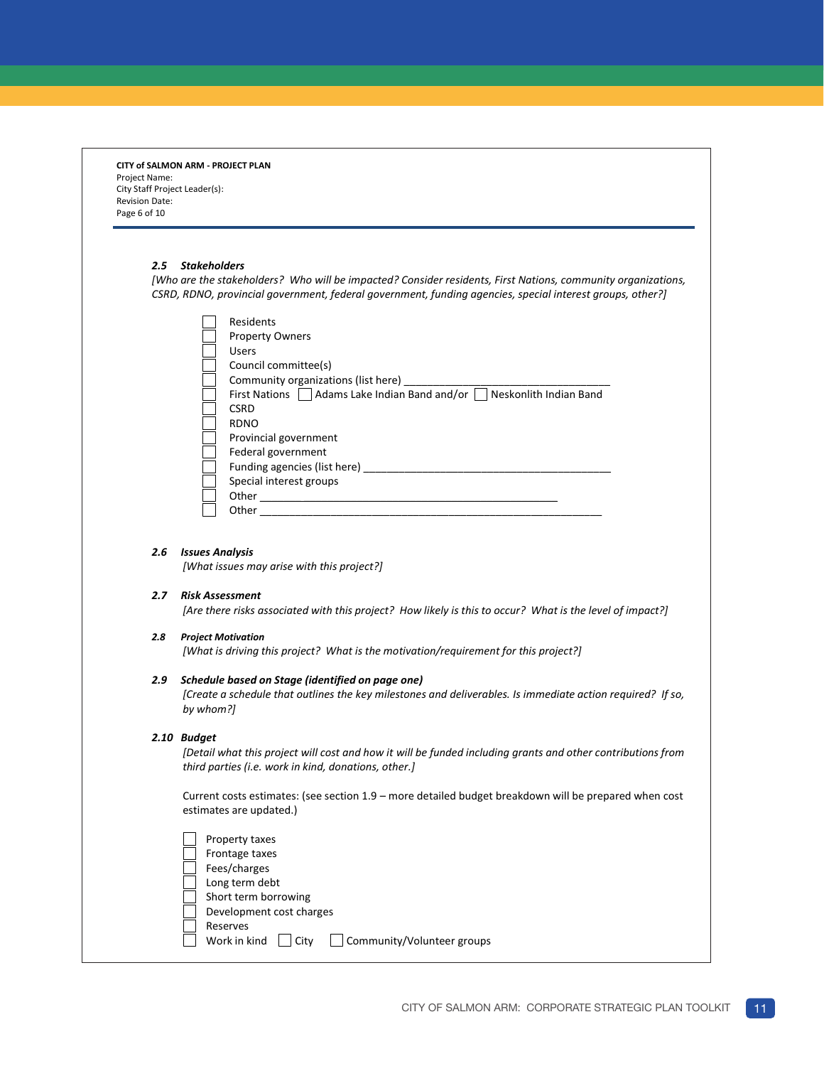**CITY of SALMON ARM - PROJECT PLAN**
Project Name:
City Staff Project Leader(s):
Revision Date:
Page 6 of 10

### 2.5 Stakeholders

*[Who are the stakeholders? Who will be impacted? Consider residents, First Nations, community organizations, CSRD, RDNO, provincial government, federal government, funding agencies, special interest groups, other?]*

- ☐ Residents
- ☐ Property Owners
- ☐ Users
- ☐ Council committee(s)
- ☐ Community organizations (list here) ___________________________________
- ☐ First Nations ☐ Adams Lake Indian Band and/or ☐ Neskonlith Indian Band
- ☐ CSRD
- ☐ RDNO
- ☐ Provincial government
- ☐ Federal government
- ☐ Funding agencies (list here) ___________________________________________
- ☐ Special interest groups
- ☐ Other ________________________________________________
- ☐ Other _________________________________________________________

### 2.6 Issues Analysis

*[What issues may arise with this project?]*

### 2.7 Risk Assessment

*[Are there risks associated with this project? How likely is this to occur? What is the level of impact?]*

### 2.8 Project Motivation

*[What is driving this project? What is the motivation/requirement for this project?]*

### 2.9 Schedule based on Stage (identified on page one)

*[Create a schedule that outlines the key milestones and deliverables. Is immediate action required? If so, by whom?]*

### 2.10 Budget

*[Detail what this project will cost and how it will be funded including grants and other contributions from third parties (i.e. work in kind, donations, other.]*

Current costs estimates: (see section 1.9 – more detailed budget breakdown will be prepared when cost estimates are updated.)

- ☐ Property taxes
- ☐ Frontage taxes
- ☐ Fees/charges
- ☐ Long term debt
- ☐ Short term borrowing
- ☐ Development cost charges
- ☐ Reserves
- ☐ Work in kind ☐ City ☐ Community/Volunteer groups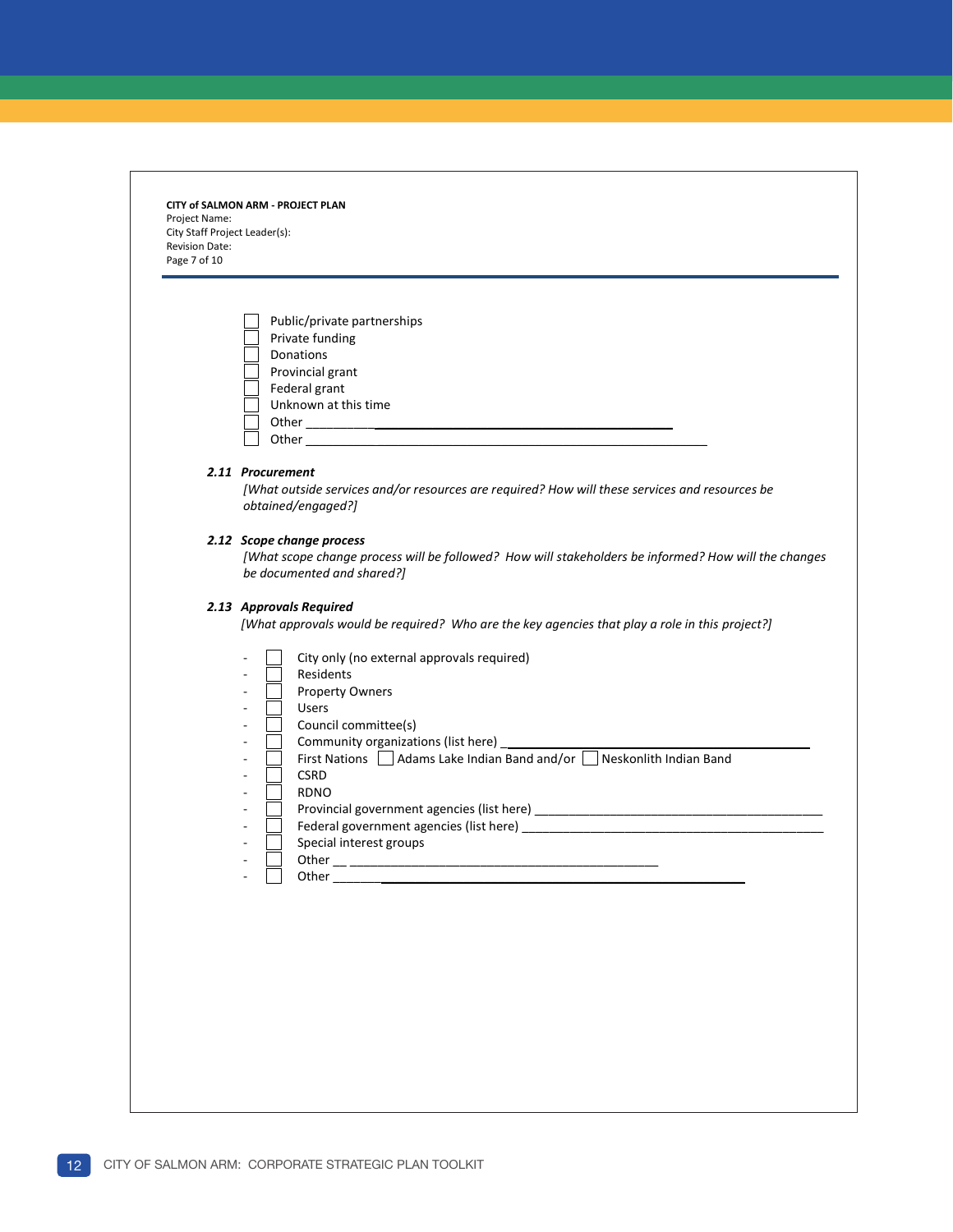**CITY of SALMON ARM - PROJECT PLAN**
Project Name:
City Staff Project Leader(s):
Revision Date:
Page 7 of 10

- ☐ Public/private partnerships
- ☐ Private funding
- ☐ Donations
- ☐ Provincial grant
- ☐ Federal grant
- ☐ Unknown at this time
- ☐ Other ___________________________________________
- ☐ Other ___________________________________________

### *2.11 Procurement*

*[What outside services and/or resources are required? How will these services and resources be obtained/engaged?]*

### *2.12 Scope change process*

*[What scope change process will be followed? How will stakeholders be informed? How will the changes be documented and shared?]*

### *2.13 Approvals Required*

*[What approvals would be required? Who are the key agencies that play a role in this project?]*

- ☐ City only (no external approvals required)
- ☐ Residents
- ☐ Property Owners
- ☐ Users
- ☐ Council committee(s)
- ☐ Community organizations (list here) ___________________________________________
- ☐ First Nations ☐ Adams Lake Indian Band and/or ☐ Neskonlith Indian Band
- ☐ CSRD
- ☐ RDNO
- ☐ Provincial government agencies (list here) ___________________________________________
- ☐ Federal government agencies (list here) ___________________________________________
- ☐ Special interest groups
- ☐ Other ___________________________________________
- ☐ Other ___________________________________________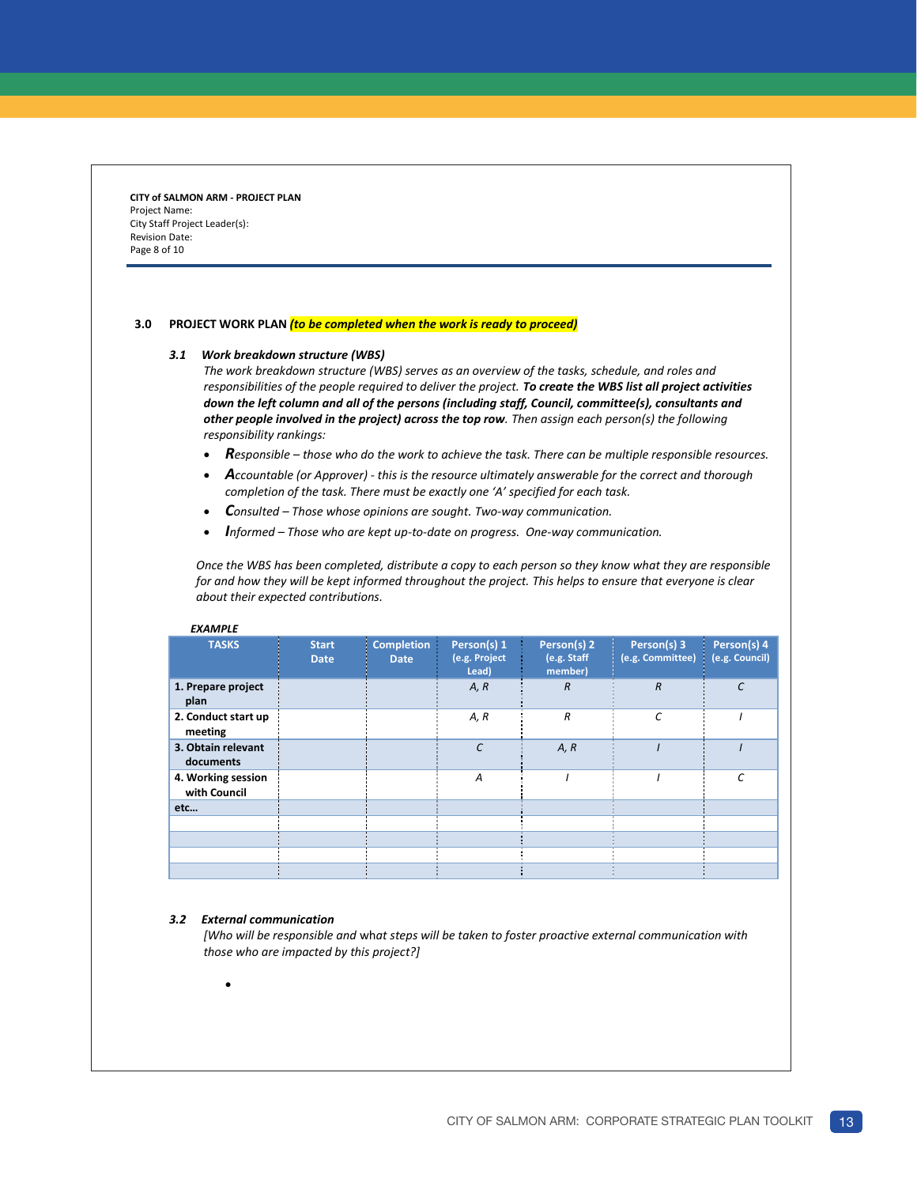**CITY of SALMON ARM - PROJECT PLAN**
Project Name:
City Staff Project Leader(s):
Revision Date:
Page 8 of 10

## 3.0 PROJECT WORK PLAN *(to be completed when the work is ready to proceed)*

### *3.1 Work breakdown structure (WBS)*

*The work breakdown structure (WBS) serves as an overview of the tasks, schedule, and roles and responsibilities of the people required to deliver the project.* ***To create the WBS list all project activities down the left column and all of the persons (including staff, Council, committee(s), consultants and other people involved in the project) across the top row****. Then assign each person(s) the following responsibility rankings:*

- ***R****esponsible – those who do the work to achieve the task. There can be multiple responsible resources.*
- ***A****ccountable (or Approver) - this is the resource ultimately answerable for the correct and thorough completion of the task. There must be exactly one 'A' specified for each task.*
- ***C****onsulted – Those whose opinions are sought. Two-way communication.*
- ***I****nformed – Those who are kept up-to-date on progress. One-way communication.*

*Once the WBS has been completed, distribute a copy to each person so they know what they are responsible for and how they will be kept informed throughout the project. This helps to ensure that everyone is clear about their expected contributions.*

***EXAMPLE***

| TASKS | Start Date | Completion Date | Person(s) 1 (e.g. Project Lead) | Person(s) 2 (e.g. Staff member) | Person(s) 3 (e.g. Committee) | Person(s) 4 (e.g. Council) |
|---|---|---|---|---|---|---|
| **1. Prepare project plan** | | | *A, R* | *R* | *R* | *C* |
| **2. Conduct start up meeting** | | | *A, R* | *R* | *C* | *I* |
| **3. Obtain relevant documents** | | | *C* | *A, R* | *I* | *I* |
| **4. Working session with Council** | | | *A* | *I* | *I* | *C* |
| **etc…** | | | | | | |
| | | | | | | |
| | | | | | | |
| | | | | | | |
| | | | | | | |

### *3.2 External communication*

*[Who will be responsible and what steps will be taken to foster proactive external communication with those who are impacted by this project?]*

-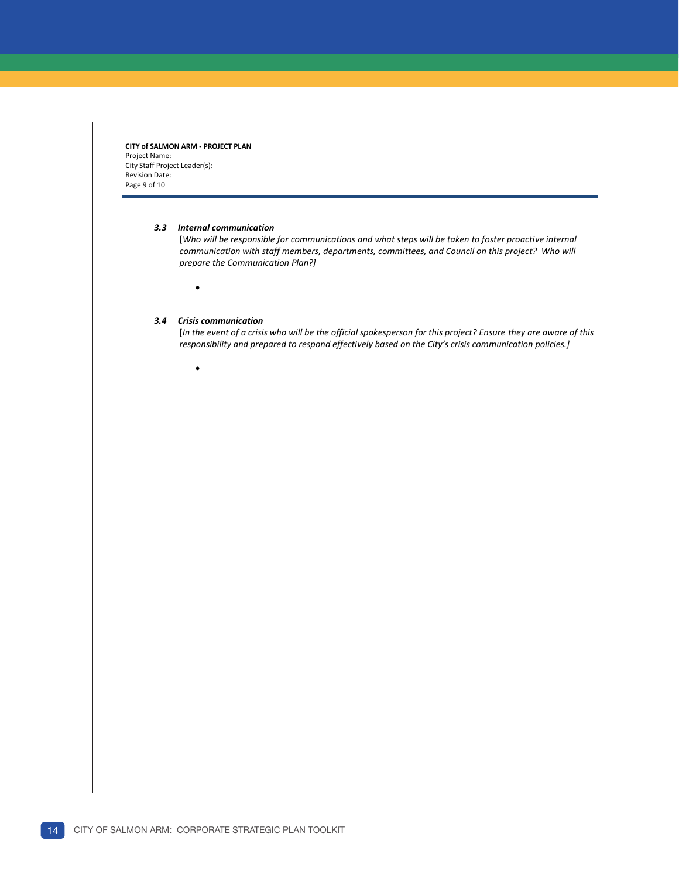**CITY of SALMON ARM - PROJECT PLAN**
Project Name:
City Staff Project Leader(s):
Revision Date:

### *3.3 Internal communication*

[*Who will be responsible for communications and what steps will be taken to foster proactive internal communication with staff members, departments, committees, and Council on this project? Who will prepare the Communication Plan?]*

- 

### *3.4 Crisis communication*

[*In the event of a crisis who will be the official spokesperson for this project? Ensure they are aware of this responsibility and prepared to respond effectively based on the City's crisis communication policies.]*

-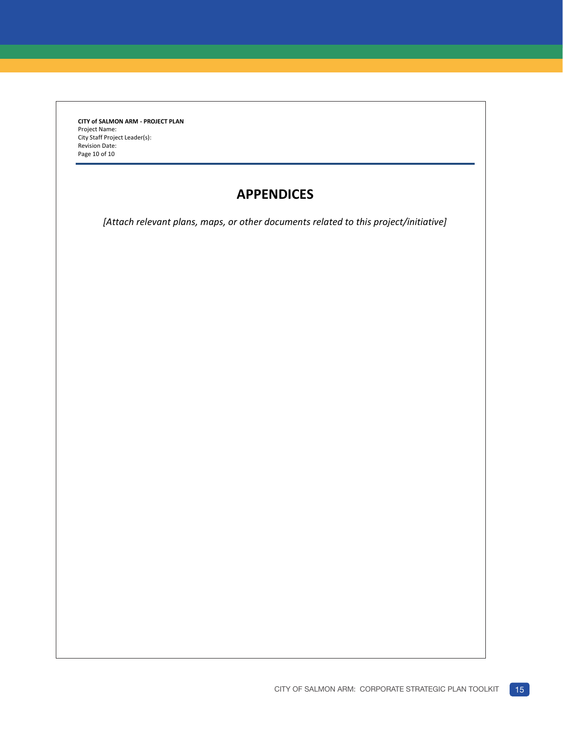**CITY of SALMON ARM - PROJECT PLAN**
Project Name:
City Staff Project Leader(s):
Revision Date:
Page 10 of 10

# APPENDICES

*[Attach relevant plans, maps, or other documents related to this project/initiative]*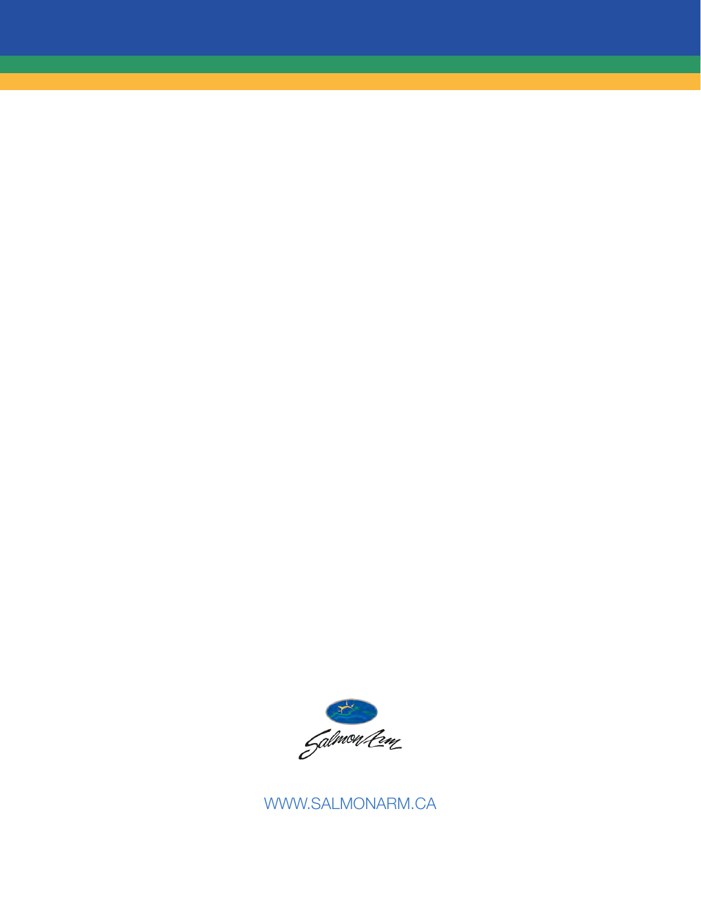WWW.SALMONARM.CA